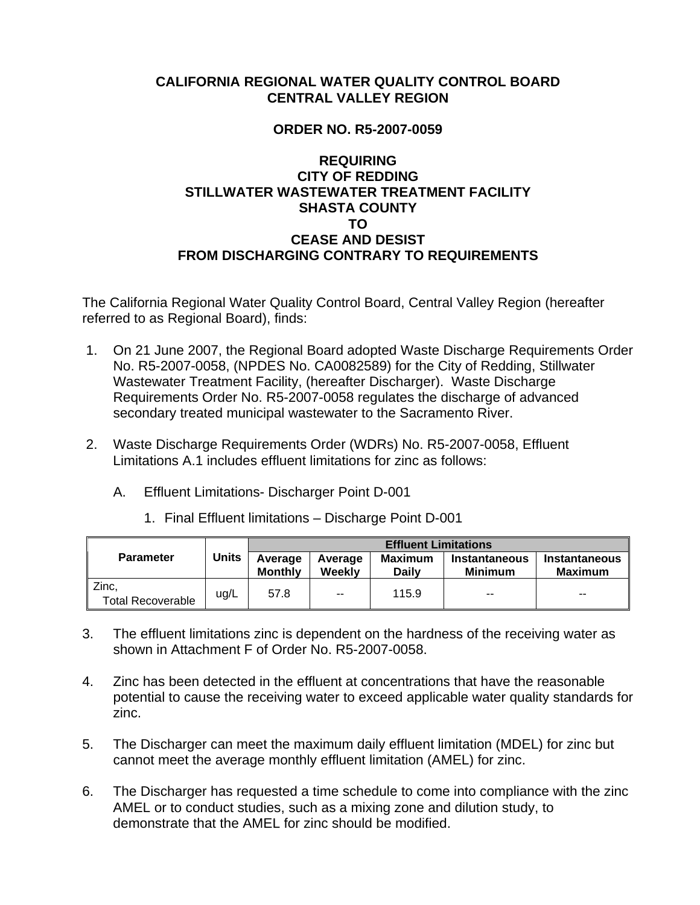**CALIFORNIA REGIONAL WATER QUALITY CONTROL BOARD**
**CENTRAL VALLEY REGION**

**ORDER NO. R5-2007-0059**

**REQUIRING**
**CITY OF REDDING**
**STILLWATER WASTEWATER TREATMENT FACILITY**
**SHASTA COUNTY**
**TO**
**CEASE AND DESIST**
**FROM DISCHARGING CONTRARY TO REQUIREMENTS**

The California Regional Water Quality Control Board, Central Valley Region (hereafter referred to as Regional Board), finds:

1. On 21 June 2007, the Regional Board adopted Waste Discharge Requirements Order No. R5-2007-0058, (NPDES No. CA0082589) for the City of Redding, Stillwater Wastewater Treatment Facility, (hereafter Discharger). Waste Discharge Requirements Order No. R5-2007-0058 regulates the discharge of advanced secondary treated municipal wastewater to the Sacramento River.

2. Waste Discharge Requirements Order (WDRs) No. R5-2007-0058, Effluent Limitations A.1 includes effluent limitations for zinc as follows:

   A. Effluent Limitations- Discharger Point D-001

      1. Final Effluent limitations – Discharge Point D-001

| Parameter | Units | Effluent Limitations | | | | |
|---|---|---|---|---|---|---|
| | | Average Monthly | Average Weekly | Maximum Daily | Instantaneous Minimum | Instantaneous Maximum |
| Zinc, Total Recoverable | ug/L | 57.8 | -- | 115.9 | -- | -- |

3. The effluent limitations zinc is dependent on the hardness of the receiving water as shown in Attachment F of Order No. R5-2007-0058.

4. Zinc has been detected in the effluent at concentrations that have the reasonable potential to cause the receiving water to exceed applicable water quality standards for zinc.

5. The Discharger can meet the maximum daily effluent limitation (MDEL) for zinc but cannot meet the average monthly effluent limitation (AMEL) for zinc.

6. The Discharger has requested a time schedule to come into compliance with the zinc AMEL or to conduct studies, such as a mixing zone and dilution study, to demonstrate that the AMEL for zinc should be modified.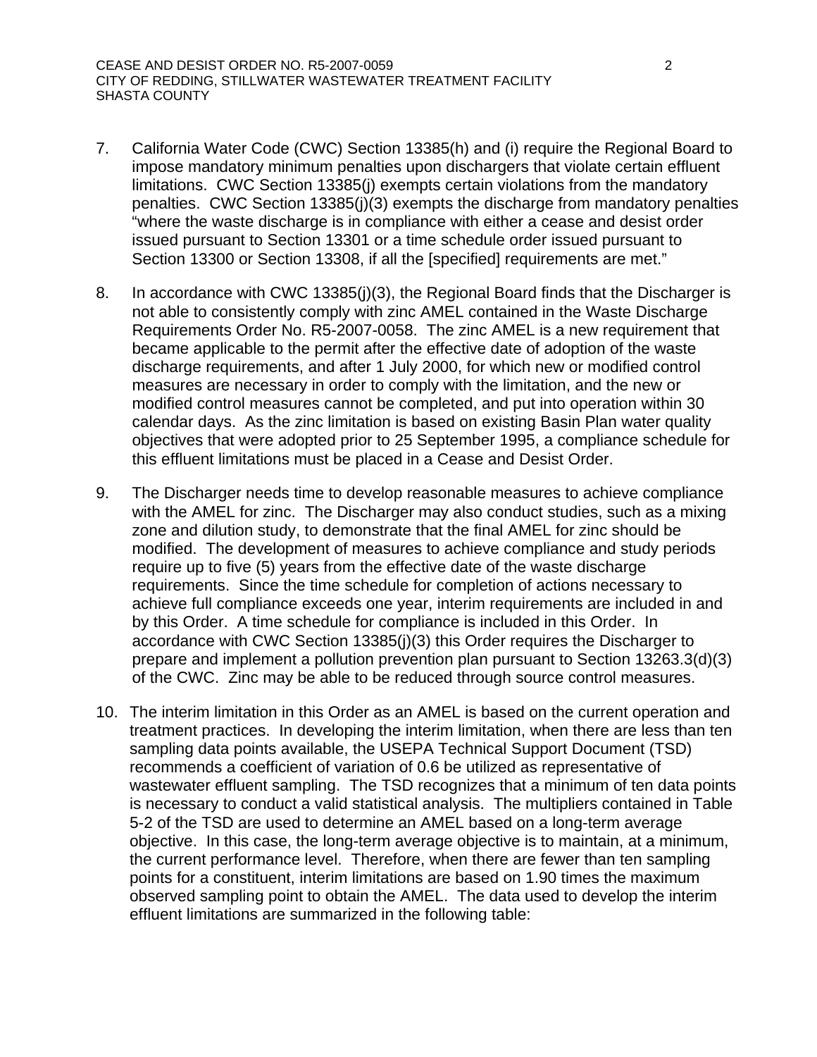7. California Water Code (CWC) Section 13385(h) and (i) require the Regional Board to impose mandatory minimum penalties upon dischargers that violate certain effluent limitations. CWC Section 13385(j) exempts certain violations from the mandatory penalties. CWC Section 13385(j)(3) exempts the discharge from mandatory penalties "where the waste discharge is in compliance with either a cease and desist order issued pursuant to Section 13301 or a time schedule order issued pursuant to Section 13300 or Section 13308, if all the [specified] requirements are met."

8. In accordance with CWC 13385(j)(3), the Regional Board finds that the Discharger is not able to consistently comply with zinc AMEL contained in the Waste Discharge Requirements Order No. R5-2007-0058. The zinc AMEL is a new requirement that became applicable to the permit after the effective date of adoption of the waste discharge requirements, and after 1 July 2000, for which new or modified control measures are necessary in order to comply with the limitation, and the new or modified control measures cannot be completed, and put into operation within 30 calendar days. As the zinc limitation is based on existing Basin Plan water quality objectives that were adopted prior to 25 September 1995, a compliance schedule for this effluent limitations must be placed in a Cease and Desist Order.

9. The Discharger needs time to develop reasonable measures to achieve compliance with the AMEL for zinc. The Discharger may also conduct studies, such as a mixing zone and dilution study, to demonstrate that the final AMEL for zinc should be modified. The development of measures to achieve compliance and study periods require up to five (5) years from the effective date of the waste discharge requirements. Since the time schedule for completion of actions necessary to achieve full compliance exceeds one year, interim requirements are included in and by this Order. A time schedule for compliance is included in this Order. In accordance with CWC Section 13385(j)(3) this Order requires the Discharger to prepare and implement a pollution prevention plan pursuant to Section 13263.3(d)(3) of the CWC. Zinc may be able to be reduced through source control measures.

10. The interim limitation in this Order as an AMEL is based on the current operation and treatment practices. In developing the interim limitation, when there are less than ten sampling data points available, the USEPA Technical Support Document (TSD) recommends a coefficient of variation of 0.6 be utilized as representative of wastewater effluent sampling. The TSD recognizes that a minimum of ten data points is necessary to conduct a valid statistical analysis. The multipliers contained in Table 5-2 of the TSD are used to determine an AMEL based on a long-term average objective. In this case, the long-term average objective is to maintain, at a minimum, the current performance level. Therefore, when there are fewer than ten sampling points for a constituent, interim limitations are based on 1.90 times the maximum observed sampling point to obtain the AMEL. The data used to develop the interim effluent limitations are summarized in the following table: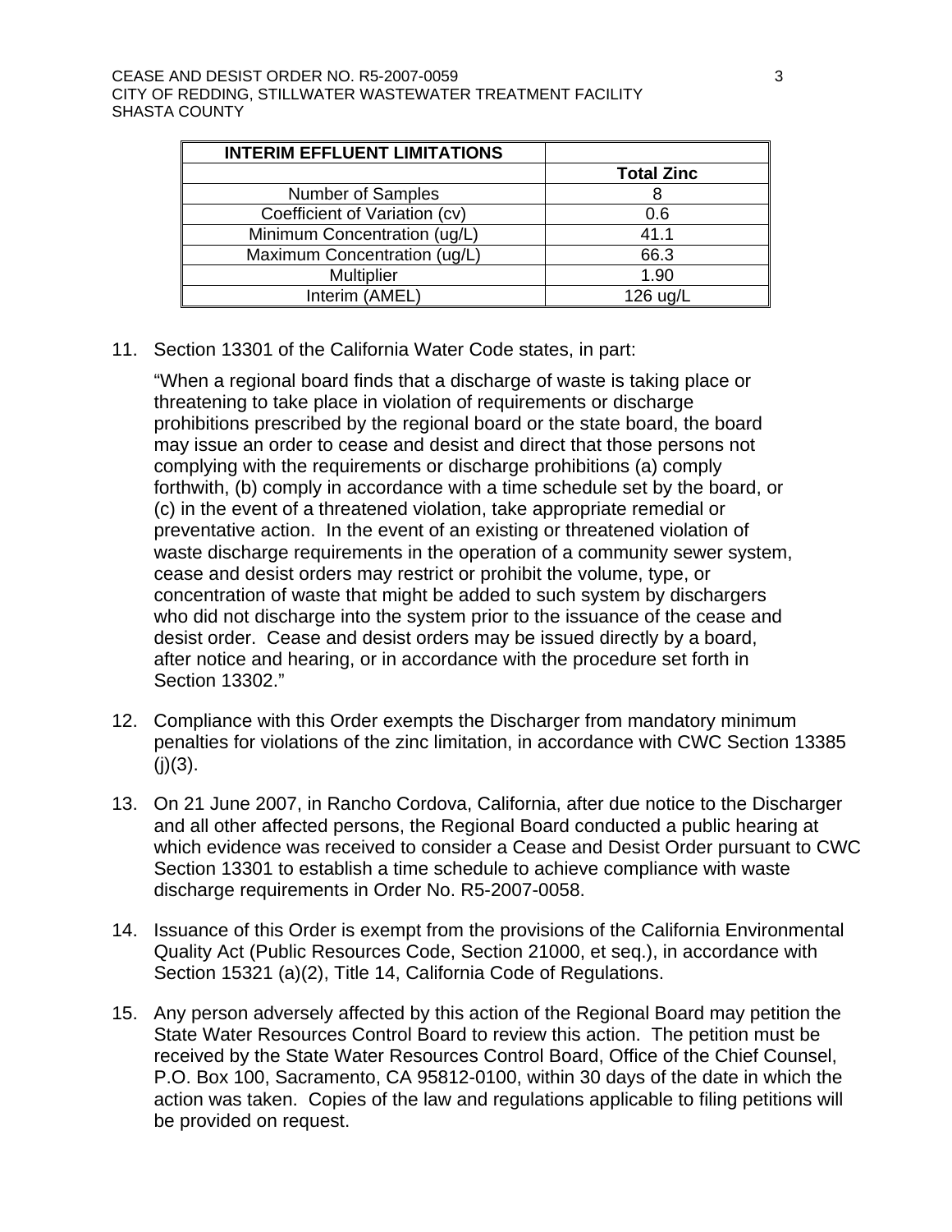| INTERIM EFFLUENT LIMITATIONS | |
|---|---|
| | **Total Zinc** |
| Number of Samples | 8 |
| Coefficient of Variation (cv) | 0.6 |
| Minimum Concentration (ug/L) | 41.1 |
| Maximum Concentration (ug/L) | 66.3 |
| Multiplier | 1.90 |
| Interim (AMEL) | 126 ug/L |

11. Section 13301 of the California Water Code states, in part:

    "When a regional board finds that a discharge of waste is taking place or threatening to take place in violation of requirements or discharge prohibitions prescribed by the regional board or the state board, the board may issue an order to cease and desist and direct that those persons not complying with the requirements or discharge prohibitions (a) comply forthwith, (b) comply in accordance with a time schedule set by the board, or (c) in the event of a threatened violation, take appropriate remedial or preventative action. In the event of an existing or threatened violation of waste discharge requirements in the operation of a community sewer system, cease and desist orders may restrict or prohibit the volume, type, or concentration of waste that might be added to such system by dischargers who did not discharge into the system prior to the issuance of the cease and desist order. Cease and desist orders may be issued directly by a board, after notice and hearing, or in accordance with the procedure set forth in Section 13302."

12. Compliance with this Order exempts the Discharger from mandatory minimum penalties for violations of the zinc limitation, in accordance with CWC Section 13385 (j)(3).

13. On 21 June 2007, in Rancho Cordova, California, after due notice to the Discharger and all other affected persons, the Regional Board conducted a public hearing at which evidence was received to consider a Cease and Desist Order pursuant to CWC Section 13301 to establish a time schedule to achieve compliance with waste discharge requirements in Order No. R5-2007-0058.

14. Issuance of this Order is exempt from the provisions of the California Environmental Quality Act (Public Resources Code, Section 21000, et seq.), in accordance with Section 15321 (a)(2), Title 14, California Code of Regulations.

15. Any person adversely affected by this action of the Regional Board may petition the State Water Resources Control Board to review this action. The petition must be received by the State Water Resources Control Board, Office of the Chief Counsel, P.O. Box 100, Sacramento, CA 95812-0100, within 30 days of the date in which the action was taken. Copies of the law and regulations applicable to filing petitions will be provided on request.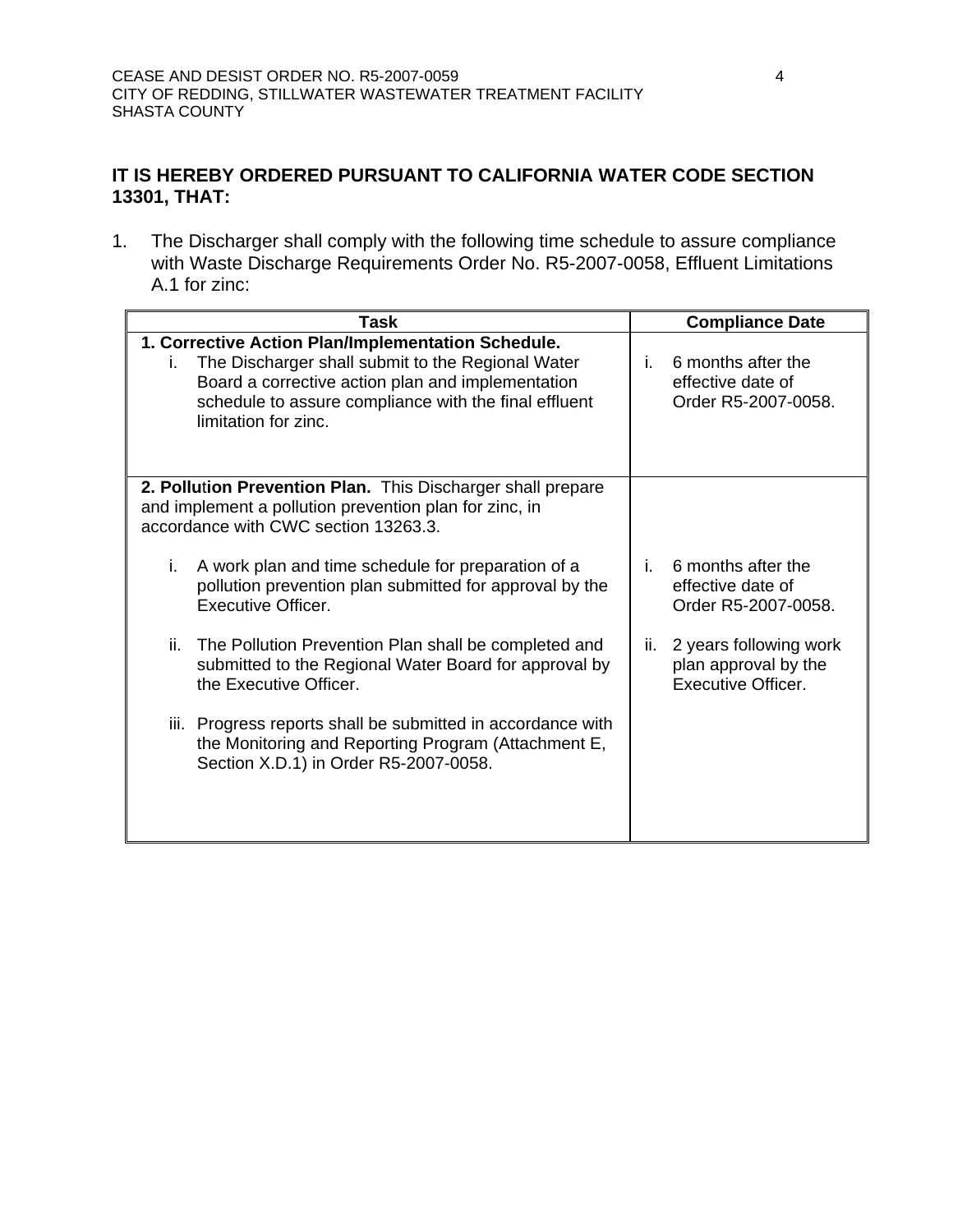**IT IS HEREBY ORDERED PURSUANT TO CALIFORNIA WATER CODE SECTION 13301, THAT:**

1. The Discharger shall comply with the following time schedule to assure compliance with Waste Discharge Requirements Order No. R5-2007-0058, Effluent Limitations A.1 for zinc:

| Task | Compliance Date |
|---|---|
| **1. Corrective Action Plan/Implementation Schedule.**<br>i. The Discharger shall submit to the Regional Water Board a corrective action plan and implementation schedule to assure compliance with the final effluent limitation for zinc. | i. 6 months after the effective date of Order R5-2007-0058. |
| **2. Pollution Prevention Plan.** This Discharger shall prepare and implement a pollution prevention plan for zinc, in accordance with CWC section 13263.3.<br><br>i. A work plan and time schedule for preparation of a pollution prevention plan submitted for approval by the Executive Officer.<br><br>ii. The Pollution Prevention Plan shall be completed and submitted to the Regional Water Board for approval by the Executive Officer.<br><br>iii. Progress reports shall be submitted in accordance with the Monitoring and Reporting Program (Attachment E, Section X.D.1) in Order R5-2007-0058. | <br><br>i. 6 months after the effective date of Order R5-2007-0058.<br><br>ii. 2 years following work plan approval by the Executive Officer. |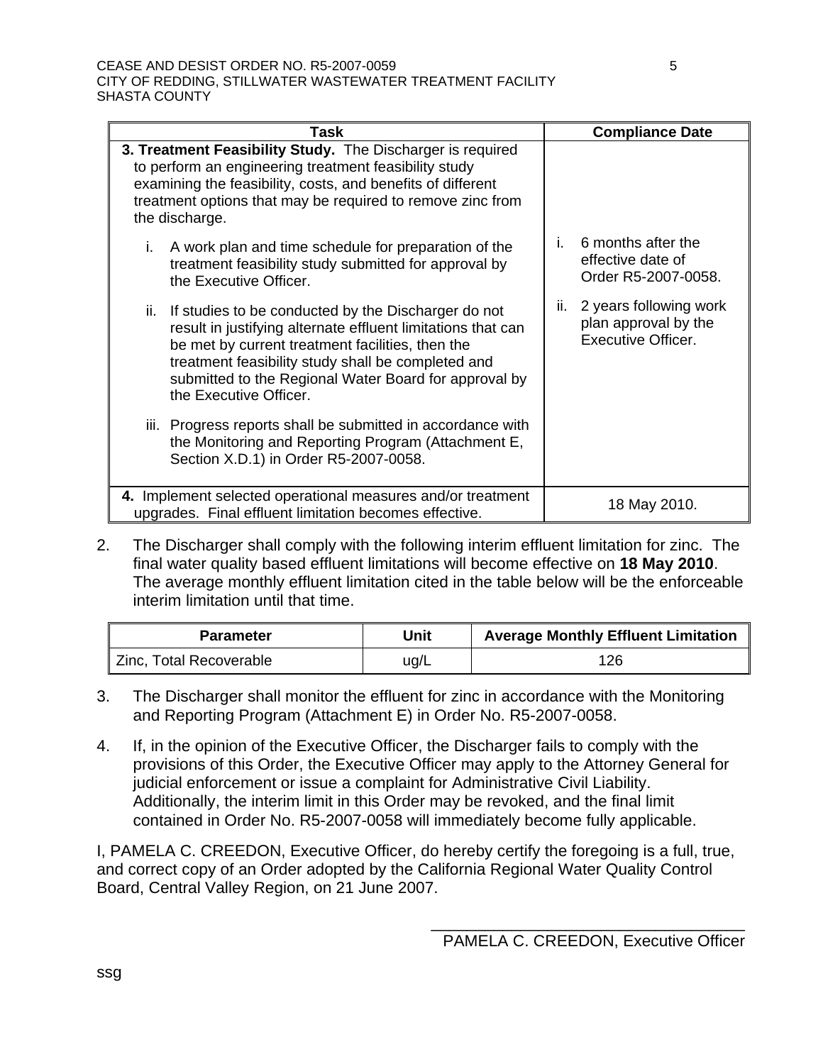| Task | Compliance Date |
|---|---|
| **3. Treatment Feasibility Study.** The Discharger is required to perform an engineering treatment feasibility study examining the feasibility, costs, and benefits of different treatment options that may be required to remove zinc from the discharge.<br><br>i. A work plan and time schedule for preparation of the treatment feasibility study submitted for approval by the Executive Officer.<br><br>ii. If studies to be conducted by the Discharger do not result in justifying alternate effluent limitations that can be met by current treatment facilities, then the treatment feasibility study shall be completed and submitted to the Regional Water Board for approval by the Executive Officer.<br><br>iii. Progress reports shall be submitted in accordance with the Monitoring and Reporting Program (Attachment E, Section X.D.1) in Order R5-2007-0058. | i. 6 months after the effective date of Order R5-2007-0058.<br><br>ii. 2 years following work plan approval by the Executive Officer. |
| **4.** Implement selected operational measures and/or treatment upgrades. Final effluent limitation becomes effective. | 18 May 2010. |

2. The Discharger shall comply with the following interim effluent limitation for zinc. The final water quality based effluent limitations will become effective on **18 May 2010**. The average monthly effluent limitation cited in the table below will be the enforceable interim limitation until that time.

| Parameter | Unit | Average Monthly Effluent Limitation |
|---|---|---|
| Zinc, Total Recoverable | ug/L | 126 |

3. The Discharger shall monitor the effluent for zinc in accordance with the Monitoring and Reporting Program (Attachment E) in Order No. R5-2007-0058.

4. If, in the opinion of the Executive Officer, the Discharger fails to comply with the provisions of this Order, the Executive Officer may apply to the Attorney General for judicial enforcement or issue a complaint for Administrative Civil Liability. Additionally, the interim limit in this Order may be revoked, and the final limit contained in Order No. R5-2007-0058 will immediately become fully applicable.

I, PAMELA C. CREEDON, Executive Officer, do hereby certify the foregoing is a full, true, and correct copy of an Order adopted by the California Regional Water Quality Control Board, Central Valley Region, on 21 June 2007.

\_\_\_\_\_\_\_\_\_\_\_\_\_\_\_\_\_\_\_\_\_\_\_\_\_\_\_\_\_\_\_\_\_\_\_\_

PAMELA C. CREEDON, Executive Officer

ssg